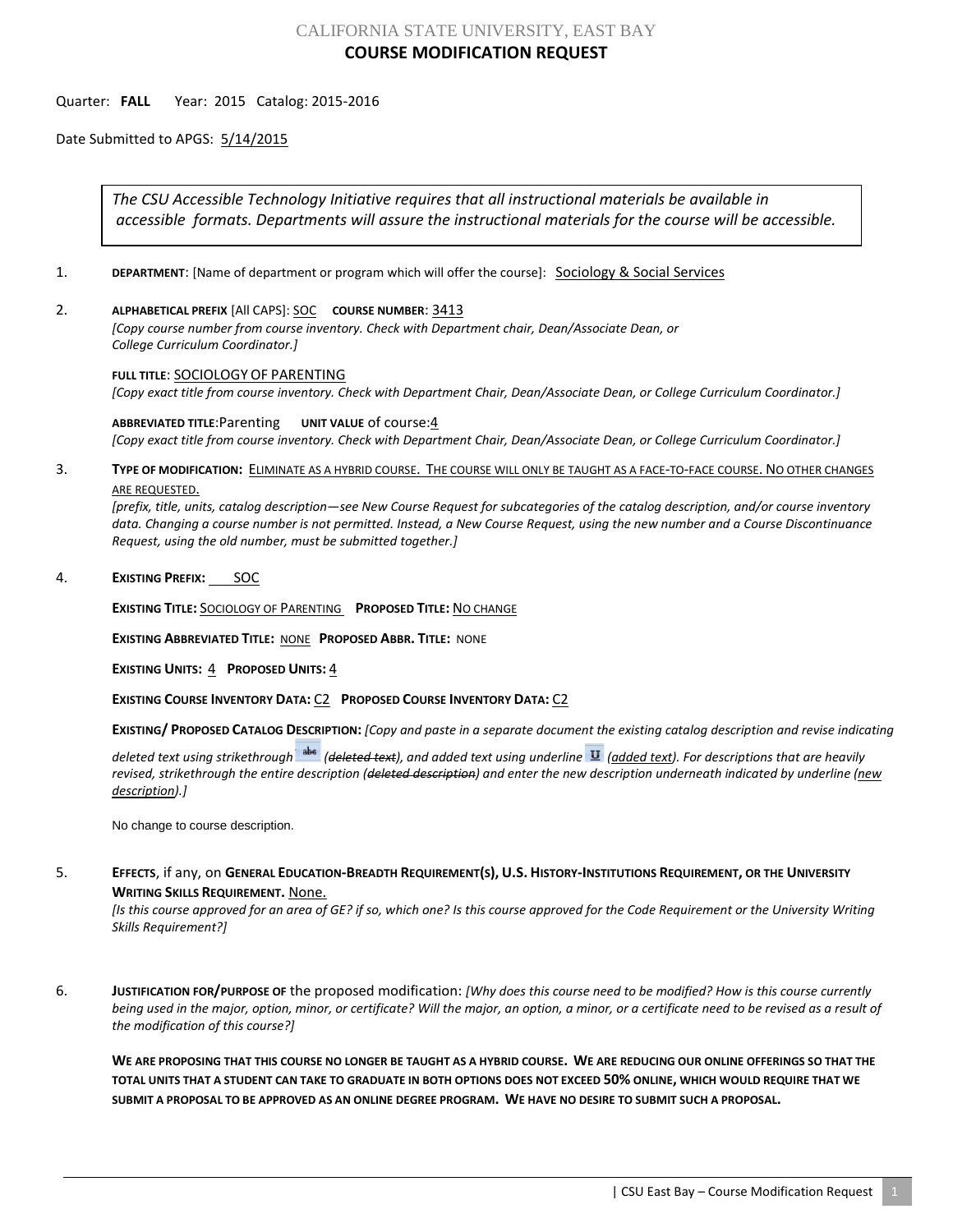# CALIFORNIA STATE UNIVERSITY, EAST BAY

## COURSE MODIFICATION REQUEST

Quarter: **FALL** Year: 2015 Catalog: 2015-2016

Date Submitted to APGS: 5/14/2015

> *The CSU Accessible Technology Initiative requires that all instructional materials be available in accessible formats. Departments will assure the instructional materials for the course will be accessible.*

1. **DEPARTMENT**: [Name of department or program which will offer the course]: Sociology & Social Services

2. **ALPHABETICAL PREFIX** [All CAPS]: SOC **COURSE NUMBER**: 3413
   *[Copy course number from course inventory. Check with Department chair, Dean/Associate Dean, or College Curriculum Coordinator.]*

   **FULL TITLE**: SOCIOLOGY OF PARENTING
   *[Copy exact title from course inventory. Check with Department Chair, Dean/Associate Dean, or College Curriculum Coordinator.]*

   **ABBREVIATED TITLE**:Parenting **UNIT VALUE** of course:4
   *[Copy exact title from course inventory. Check with Department Chair, Dean/Associate Dean, or College Curriculum Coordinator.]*

3. **TYPE OF MODIFICATION:** ELIMINATE AS A HYBRID COURSE. THE COURSE WILL ONLY BE TAUGHT AS A FACE-TO-FACE COURSE. NO OTHER CHANGES ARE REQUESTED.
   *[prefix, title, units, catalog description—see New Course Request for subcategories of the catalog description, and/or course inventory data. Changing a course number is not permitted. Instead, a New Course Request, using the new number and a Course Discontinuance Request, using the old number, must be submitted together.]*

4. **EXISTING PREFIX:** SOC

   **EXISTING TITLE:** SOCIOLOGY OF PARENTING **PROPOSED TITLE:** NO CHANGE

   **EXISTING ABBREVIATED TITLE:** NONE **PROPOSED ABBR. TITLE:** NONE

   **EXISTING UNITS:** 4 **PROPOSED UNITS:** 4

   **EXISTING COURSE INVENTORY DATA:** C2 **PROPOSED COURSE INVENTORY DATA:** C2

   **EXISTING/ PROPOSED CATALOG DESCRIPTION:** *[Copy and paste in a separate document the existing catalog description and revise indicating deleted text using strikethrough (~~deleted text~~), and added text using underline (added text). For descriptions that are heavily revised, strikethrough the entire description (~~deleted description~~) and enter the new description underneath indicated by underline (new description).]*

   No change to course description.

5. **EFFECTS**, if any, on **GENERAL EDUCATION-BREADTH REQUIREMENT(S), U.S. HISTORY-INSTITUTIONS REQUIREMENT, OR THE UNIVERSITY WRITING SKILLS REQUIREMENT.** None.
   *[Is this course approved for an area of GE? if so, which one? Is this course approved for the Code Requirement or the University Writing Skills Requirement?]*

6. **JUSTIFICATION FOR/PURPOSE OF** the proposed modification: *[Why does this course need to be modified? How is this course currently being used in the major, option, minor, or certificate? Will the major, an option, a minor, or a certificate need to be revised as a result of the modification of this course?]*

   **WE ARE PROPOSING THAT THIS COURSE NO LONGER BE TAUGHT AS A HYBRID COURSE. WE ARE REDUCING OUR ONLINE OFFERINGS SO THAT THE TOTAL UNITS THAT A STUDENT CAN TAKE TO GRADUATE IN BOTH OPTIONS DOES NOT EXCEED 50% ONLINE, WHICH WOULD REQUIRE THAT WE SUBMIT A PROPOSAL TO BE APPROVED AS AN ONLINE DEGREE PROGRAM. WE HAVE NO DESIRE TO SUBMIT SUCH A PROPOSAL.**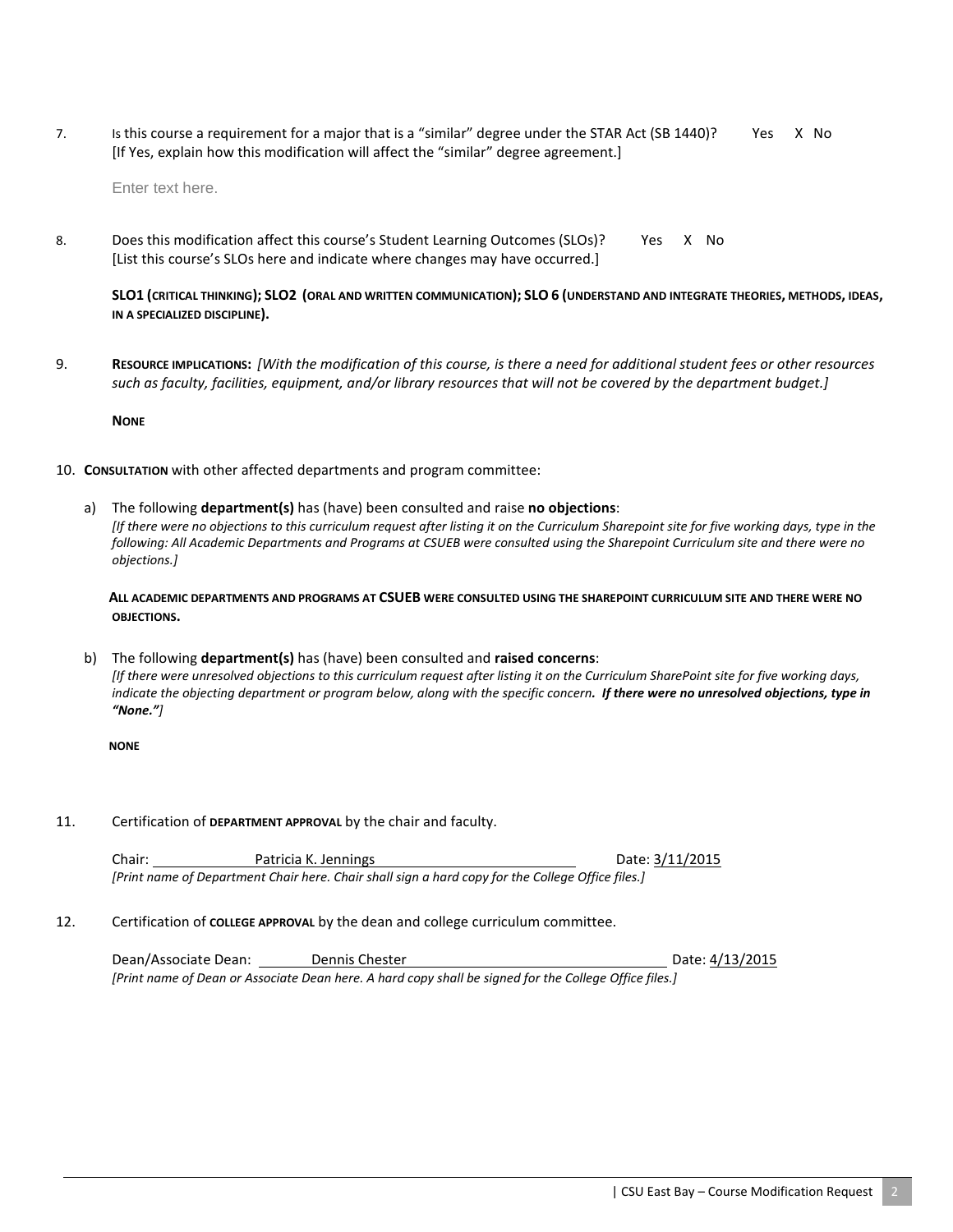7. Is this course a requirement for a major that is a "similar" degree under the STAR Act (SB 1440)? Yes X No
   [If Yes, explain how this modification will affect the "similar" degree agreement.]

   Enter text here.

8. Does this modification affect this course's Student Learning Outcomes (SLOs)? Yes X No
   [List this course's SLOs here and indicate where changes may have occurred.]

   **SLO1 (CRITICAL THINKING); SLO2 (ORAL AND WRITTEN COMMUNICATION); SLO 6 (UNDERSTAND AND INTEGRATE THEORIES, METHODS, IDEAS, IN A SPECIALIZED DISCIPLINE).**

9. **RESOURCE IMPLICATIONS:** *[With the modification of this course, is there a need for additional student fees or other resources such as faculty, facilities, equipment, and/or library resources that will not be covered by the department budget.]*

   **NONE**

10. **CONSULTATION** with other affected departments and program committee:

    a) The following **department(s)** has (have) been consulted and raise **no objections**:
    *[If there were no objections to this curriculum request after listing it on the Curriculum Sharepoint site for five working days, type in the following: All Academic Departments and Programs at CSUEB were consulted using the Sharepoint Curriculum site and there were no objections.]*

    **ALL ACADEMIC DEPARTMENTS AND PROGRAMS AT CSUEB WERE CONSULTED USING THE SHAREPOINT CURRICULUM SITE AND THERE WERE NO OBJECTIONS.**

    b) The following **department(s)** has (have) been consulted and **raised concerns**:
    *[If there were unresolved objections to this curriculum request after listing it on the Curriculum SharePoint site for five working days, indicate the objecting department or program below, along with the specific concern. **If there were no unresolved objections, type in "None."**]*

    **NONE**

11. Certification of **DEPARTMENT APPROVAL** by the chair and faculty.

    Chair: Patricia K. Jennings Date: 3/11/2015
    *[Print name of Department Chair here. Chair shall sign a hard copy for the College Office files.]*

12. Certification of **COLLEGE APPROVAL** by the dean and college curriculum committee.

    Dean/Associate Dean: Dennis Chester Date: 4/13/2015
    *[Print name of Dean or Associate Dean here. A hard copy shall be signed for the College Office files.]*